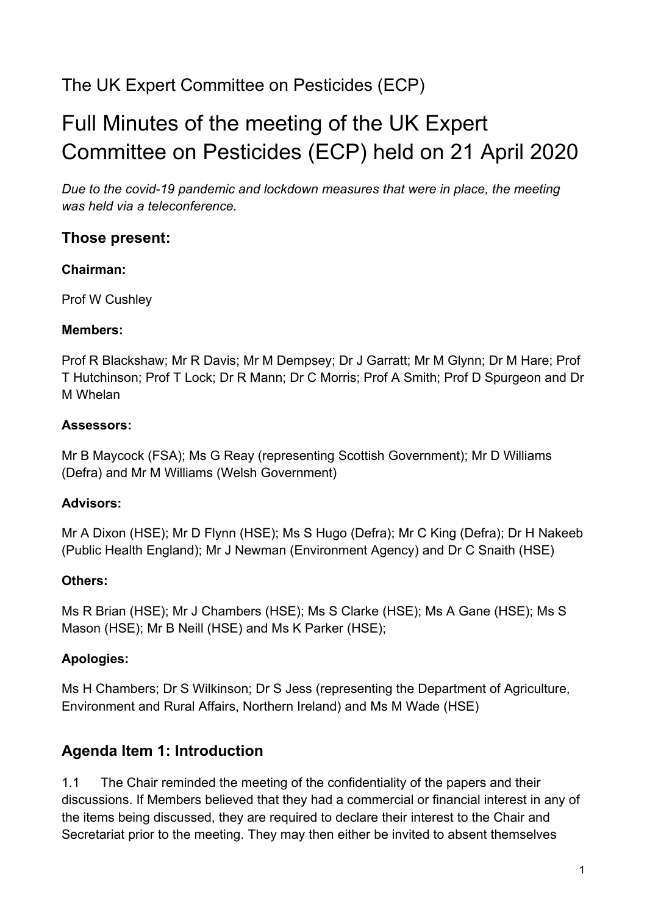The UK Expert Committee on Pesticides (ECP)

# Full Minutes of the meeting of the UK Expert Committee on Pesticides (ECP) held on 21 April 2020

*Due to the covid-19 pandemic and lockdown measures that were in place, the meeting was held via a teleconference.*

## Those present:

**Chairman:**

Prof W Cushley

**Members:**

Prof R Blackshaw; Mr R Davis; Mr M Dempsey; Dr J Garratt; Mr M Glynn; Dr M Hare; Prof T Hutchinson; Prof T Lock; Dr R Mann; Dr C Morris; Prof A Smith; Prof D Spurgeon and Dr M Whelan

**Assessors:**

Mr B Maycock (FSA); Ms G Reay (representing Scottish Government); Mr D Williams (Defra) and Mr M Williams (Welsh Government)

**Advisors:**

Mr A Dixon (HSE); Mr D Flynn (HSE); Ms S Hugo (Defra); Mr C King (Defra); Dr H Nakeeb (Public Health England); Mr J Newman (Environment Agency) and Dr C Snaith (HSE)

**Others:**

Ms R Brian (HSE); Mr J Chambers (HSE); Ms S Clarke (HSE); Ms A Gane (HSE); Ms S Mason (HSE); Mr B Neill (HSE) and Ms K Parker (HSE);

**Apologies:**

Ms H Chambers; Dr S Wilkinson; Dr S Jess (representing the Department of Agriculture, Environment and Rural Affairs, Northern Ireland) and Ms M Wade (HSE)

## Agenda Item 1: Introduction

1.1 The Chair reminded the meeting of the confidentiality of the papers and their discussions. If Members believed that they had a commercial or financial interest in any of the items being discussed, they are required to declare their interest to the Chair and Secretariat prior to the meeting. They may then either be invited to absent themselves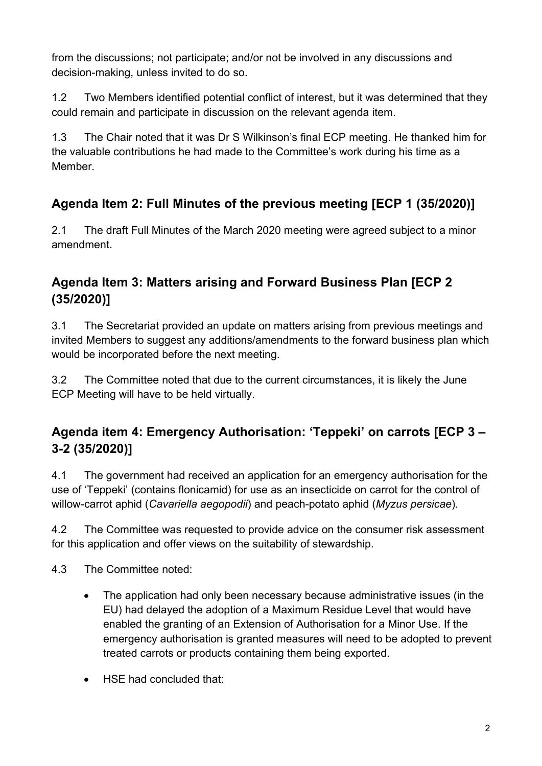from the discussions; not participate; and/or not be involved in any discussions and decision-making, unless invited to do so.

1.2 Two Members identified potential conflict of interest, but it was determined that they could remain and participate in discussion on the relevant agenda item.

1.3 The Chair noted that it was Dr S Wilkinson's final ECP meeting. He thanked him for the valuable contributions he had made to the Committee's work during his time as a Member.

## Agenda Item 2: Full Minutes of the previous meeting [ECP 1 (35/2020)]

2.1 The draft Full Minutes of the March 2020 meeting were agreed subject to a minor amendment.

## Agenda Item 3: Matters arising and Forward Business Plan [ECP 2 (35/2020)]

3.1 The Secretariat provided an update on matters arising from previous meetings and invited Members to suggest any additions/amendments to the forward business plan which would be incorporated before the next meeting.

3.2 The Committee noted that due to the current circumstances, it is likely the June ECP Meeting will have to be held virtually.

## Agenda item 4: Emergency Authorisation: 'Teppeki' on carrots [ECP 3 – 3-2 (35/2020)]

4.1 The government had received an application for an emergency authorisation for the use of 'Teppeki' (contains flonicamid) for use as an insecticide on carrot for the control of willow-carrot aphid (*Cavariella aegopodii*) and peach-potato aphid (*Myzus persicae*).

4.2 The Committee was requested to provide advice on the consumer risk assessment for this application and offer views on the suitability of stewardship.

4.3 The Committee noted:

- The application had only been necessary because administrative issues (in the EU) had delayed the adoption of a Maximum Residue Level that would have enabled the granting of an Extension of Authorisation for a Minor Use. If the emergency authorisation is granted measures will need to be adopted to prevent treated carrots or products containing them being exported.
- HSE had concluded that: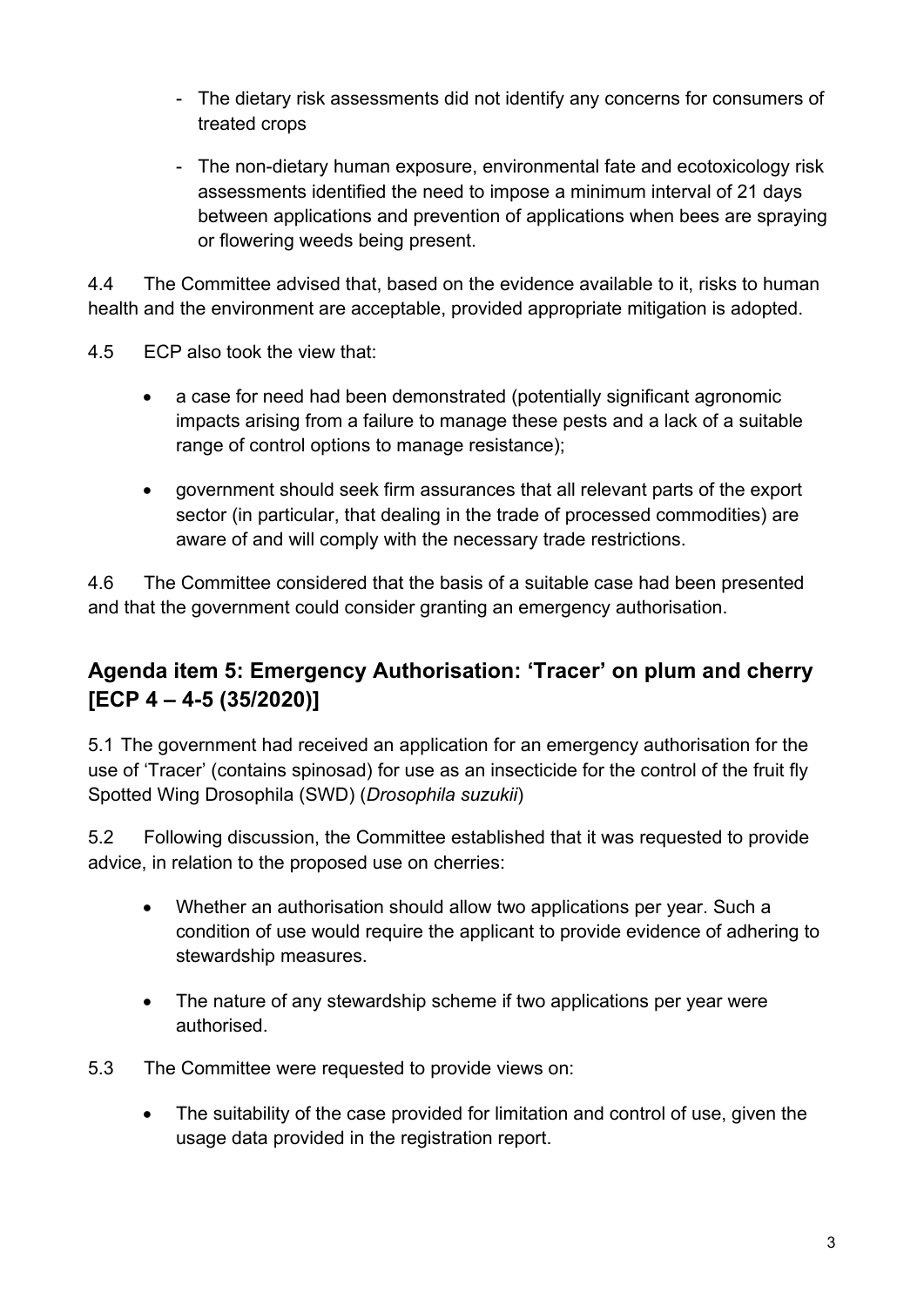- The dietary risk assessments did not identify any concerns for consumers of treated crops
- The non-dietary human exposure, environmental fate and ecotoxicology risk assessments identified the need to impose a minimum interval of 21 days between applications and prevention of applications when bees are spraying or flowering weeds being present.

4.4 The Committee advised that, based on the evidence available to it, risks to human health and the environment are acceptable, provided appropriate mitigation is adopted.

4.5 ECP also took the view that:

- a case for need had been demonstrated (potentially significant agronomic impacts arising from a failure to manage these pests and a lack of a suitable range of control options to manage resistance);
- government should seek firm assurances that all relevant parts of the export sector (in particular, that dealing in the trade of processed commodities) are aware of and will comply with the necessary trade restrictions.

4.6 The Committee considered that the basis of a suitable case had been presented and that the government could consider granting an emergency authorisation.

## Agenda item 5: Emergency Authorisation: 'Tracer' on plum and cherry [ECP 4 – 4-5 (35/2020)]

5.1 The government had received an application for an emergency authorisation for the use of 'Tracer' (contains spinosad) for use as an insecticide for the control of the fruit fly Spotted Wing Drosophila (SWD) (*Drosophila suzukii*)

5.2 Following discussion, the Committee established that it was requested to provide advice, in relation to the proposed use on cherries:

- Whether an authorisation should allow two applications per year. Such a condition of use would require the applicant to provide evidence of adhering to stewardship measures.
- The nature of any stewardship scheme if two applications per year were authorised.

5.3 The Committee were requested to provide views on:

- The suitability of the case provided for limitation and control of use, given the usage data provided in the registration report.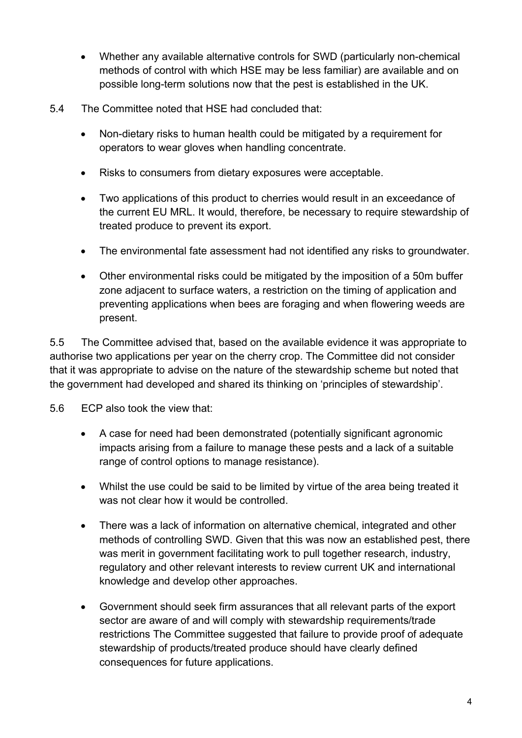- Whether any available alternative controls for SWD (particularly non-chemical methods of control with which HSE may be less familiar) are available and on possible long-term solutions now that the pest is established in the UK.

5.4 The Committee noted that HSE had concluded that:

- Non-dietary risks to human health could be mitigated by a requirement for operators to wear gloves when handling concentrate.
- Risks to consumers from dietary exposures were acceptable.
- Two applications of this product to cherries would result in an exceedance of the current EU MRL. It would, therefore, be necessary to require stewardship of treated produce to prevent its export.
- The environmental fate assessment had not identified any risks to groundwater.
- Other environmental risks could be mitigated by the imposition of a 50m buffer zone adjacent to surface waters, a restriction on the timing of application and preventing applications when bees are foraging and when flowering weeds are present.

5.5 The Committee advised that, based on the available evidence it was appropriate to authorise two applications per year on the cherry crop. The Committee did not consider that it was appropriate to advise on the nature of the stewardship scheme but noted that the government had developed and shared its thinking on 'principles of stewardship'.

5.6 ECP also took the view that:

- A case for need had been demonstrated (potentially significant agronomic impacts arising from a failure to manage these pests and a lack of a suitable range of control options to manage resistance).
- Whilst the use could be said to be limited by virtue of the area being treated it was not clear how it would be controlled.
- There was a lack of information on alternative chemical, integrated and other methods of controlling SWD. Given that this was now an established pest, there was merit in government facilitating work to pull together research, industry, regulatory and other relevant interests to review current UK and international knowledge and develop other approaches.
- Government should seek firm assurances that all relevant parts of the export sector are aware of and will comply with stewardship requirements/trade restrictions The Committee suggested that failure to provide proof of adequate stewardship of products/treated produce should have clearly defined consequences for future applications.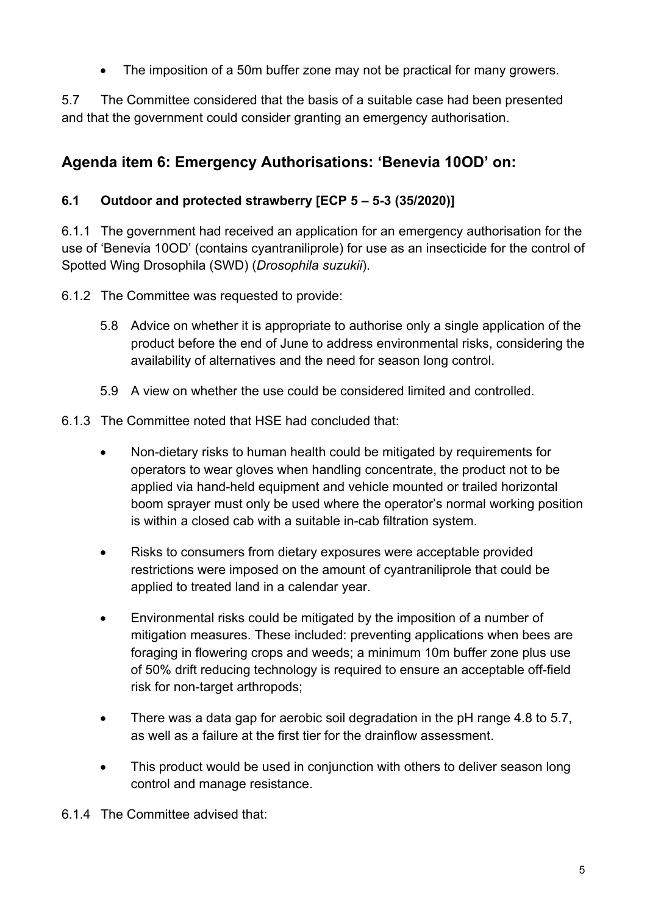- The imposition of a 50m buffer zone may not be practical for many growers.

5.7 The Committee considered that the basis of a suitable case had been presented and that the government could consider granting an emergency authorisation.

## Agenda item 6: Emergency Authorisations: 'Benevia 10OD' on:

### 6.1 Outdoor and protected strawberry [ECP 5 – 5-3 (35/2020)]

6.1.1 The government had received an application for an emergency authorisation for the use of 'Benevia 10OD' (contains cyantraniliprole) for use as an insecticide for the control of Spotted Wing Drosophila (SWD) (*Drosophila suzukii*).

6.1.2 The Committee was requested to provide:

> 5.8 Advice on whether it is appropriate to authorise only a single application of the product before the end of June to address environmental risks, considering the availability of alternatives and the need for season long control.
>
> 5.9 A view on whether the use could be considered limited and controlled.

6.1.3 The Committee noted that HSE had concluded that:

- Non-dietary risks to human health could be mitigated by requirements for operators to wear gloves when handling concentrate, the product not to be applied via hand-held equipment and vehicle mounted or trailed horizontal boom sprayer must only be used where the operator's normal working position is within a closed cab with a suitable in-cab filtration system.
- Risks to consumers from dietary exposures were acceptable provided restrictions were imposed on the amount of cyantraniliprole that could be applied to treated land in a calendar year.
- Environmental risks could be mitigated by the imposition of a number of mitigation measures. These included: preventing applications when bees are foraging in flowering crops and weeds; a minimum 10m buffer zone plus use of 50% drift reducing technology is required to ensure an acceptable off-field risk for non-target arthropods;
- There was a data gap for aerobic soil degradation in the pH range 4.8 to 5.7, as well as a failure at the first tier for the drainflow assessment.
- This product would be used in conjunction with others to deliver season long control and manage resistance.

6.1.4 The Committee advised that: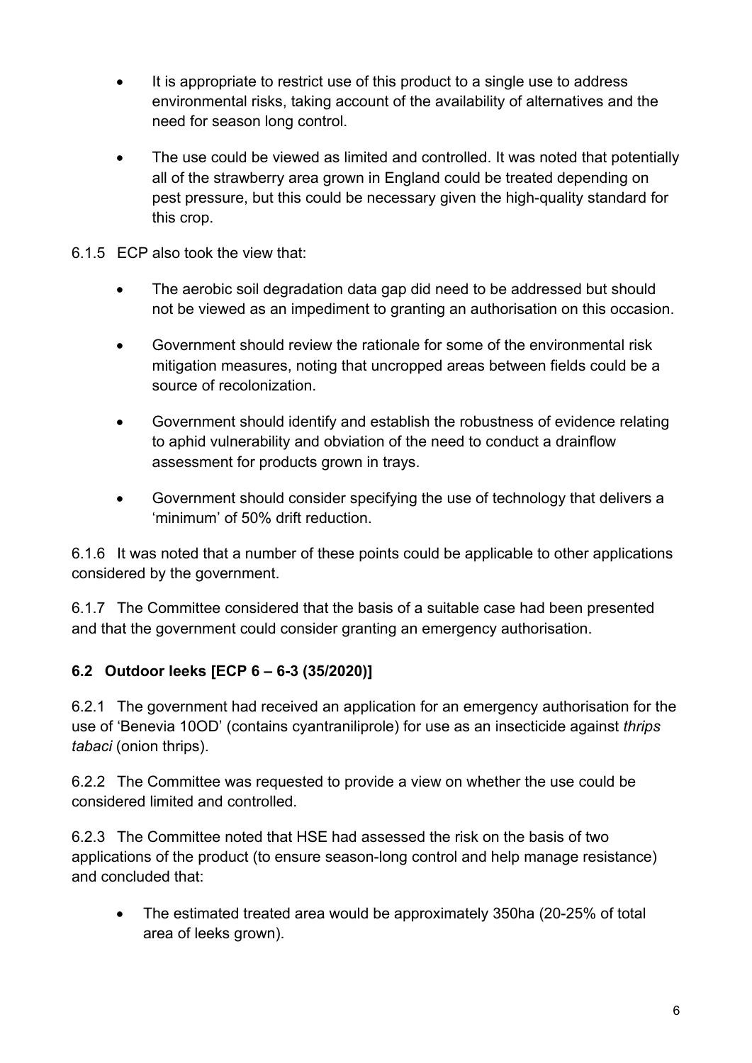- It is appropriate to restrict use of this product to a single use to address environmental risks, taking account of the availability of alternatives and the need for season long control.
- The use could be viewed as limited and controlled. It was noted that potentially all of the strawberry area grown in England could be treated depending on pest pressure, but this could be necessary given the high-quality standard for this crop.

6.1.5 ECP also took the view that:

- The aerobic soil degradation data gap did need to be addressed but should not be viewed as an impediment to granting an authorisation on this occasion.
- Government should review the rationale for some of the environmental risk mitigation measures, noting that uncropped areas between fields could be a source of recolonization.
- Government should identify and establish the robustness of evidence relating to aphid vulnerability and obviation of the need to conduct a drainflow assessment for products grown in trays.
- Government should consider specifying the use of technology that delivers a 'minimum' of 50% drift reduction.

6.1.6 It was noted that a number of these points could be applicable to other applications considered by the government.

6.1.7 The Committee considered that the basis of a suitable case had been presented and that the government could consider granting an emergency authorisation.

### 6.2 Outdoor leeks [ECP 6 – 6-3 (35/2020)]

6.2.1 The government had received an application for an emergency authorisation for the use of 'Benevia 10OD' (contains cyantraniliprole) for use as an insecticide against *thrips tabaci* (onion thrips).

6.2.2 The Committee was requested to provide a view on whether the use could be considered limited and controlled.

6.2.3 The Committee noted that HSE had assessed the risk on the basis of two applications of the product (to ensure season-long control and help manage resistance) and concluded that:

- The estimated treated area would be approximately 350ha (20-25% of total area of leeks grown).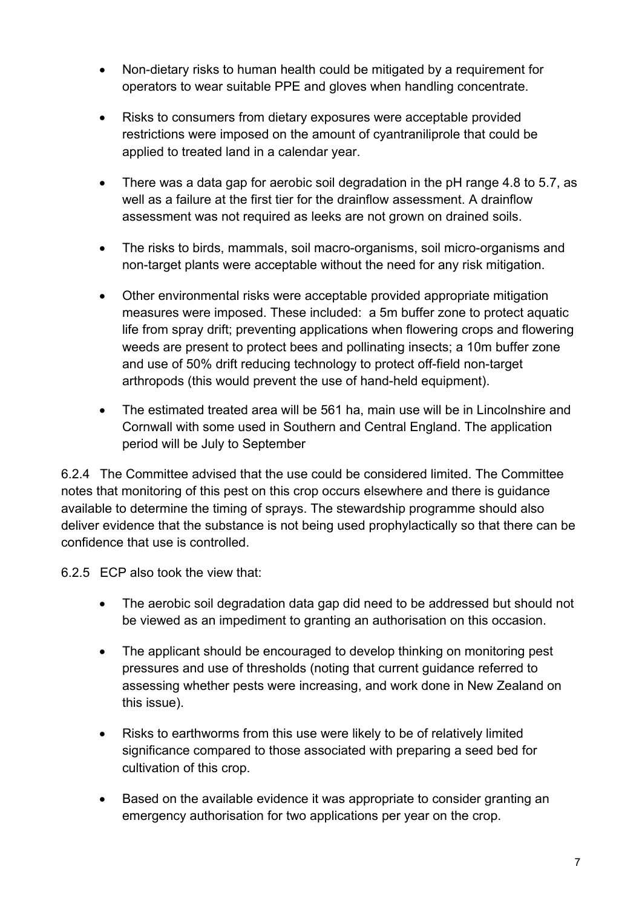- Non-dietary risks to human health could be mitigated by a requirement for operators to wear suitable PPE and gloves when handling concentrate.
- Risks to consumers from dietary exposures were acceptable provided restrictions were imposed on the amount of cyantraniliprole that could be applied to treated land in a calendar year.
- There was a data gap for aerobic soil degradation in the pH range 4.8 to 5.7, as well as a failure at the first tier for the drainflow assessment. A drainflow assessment was not required as leeks are not grown on drained soils.
- The risks to birds, mammals, soil macro-organisms, soil micro-organisms and non-target plants were acceptable without the need for any risk mitigation.
- Other environmental risks were acceptable provided appropriate mitigation measures were imposed. These included: a 5m buffer zone to protect aquatic life from spray drift; preventing applications when flowering crops and flowering weeds are present to protect bees and pollinating insects; a 10m buffer zone and use of 50% drift reducing technology to protect off-field non-target arthropods (this would prevent the use of hand-held equipment).
- The estimated treated area will be 561 ha, main use will be in Lincolnshire and Cornwall with some used in Southern and Central England. The application period will be July to September

6.2.4 The Committee advised that the use could be considered limited. The Committee notes that monitoring of this pest on this crop occurs elsewhere and there is guidance available to determine the timing of sprays. The stewardship programme should also deliver evidence that the substance is not being used prophylactically so that there can be confidence that use is controlled.

6.2.5 ECP also took the view that:

- The aerobic soil degradation data gap did need to be addressed but should not be viewed as an impediment to granting an authorisation on this occasion.
- The applicant should be encouraged to develop thinking on monitoring pest pressures and use of thresholds (noting that current guidance referred to assessing whether pests were increasing, and work done in New Zealand on this issue).
- Risks to earthworms from this use were likely to be of relatively limited significance compared to those associated with preparing a seed bed for cultivation of this crop.
- Based on the available evidence it was appropriate to consider granting an emergency authorisation for two applications per year on the crop.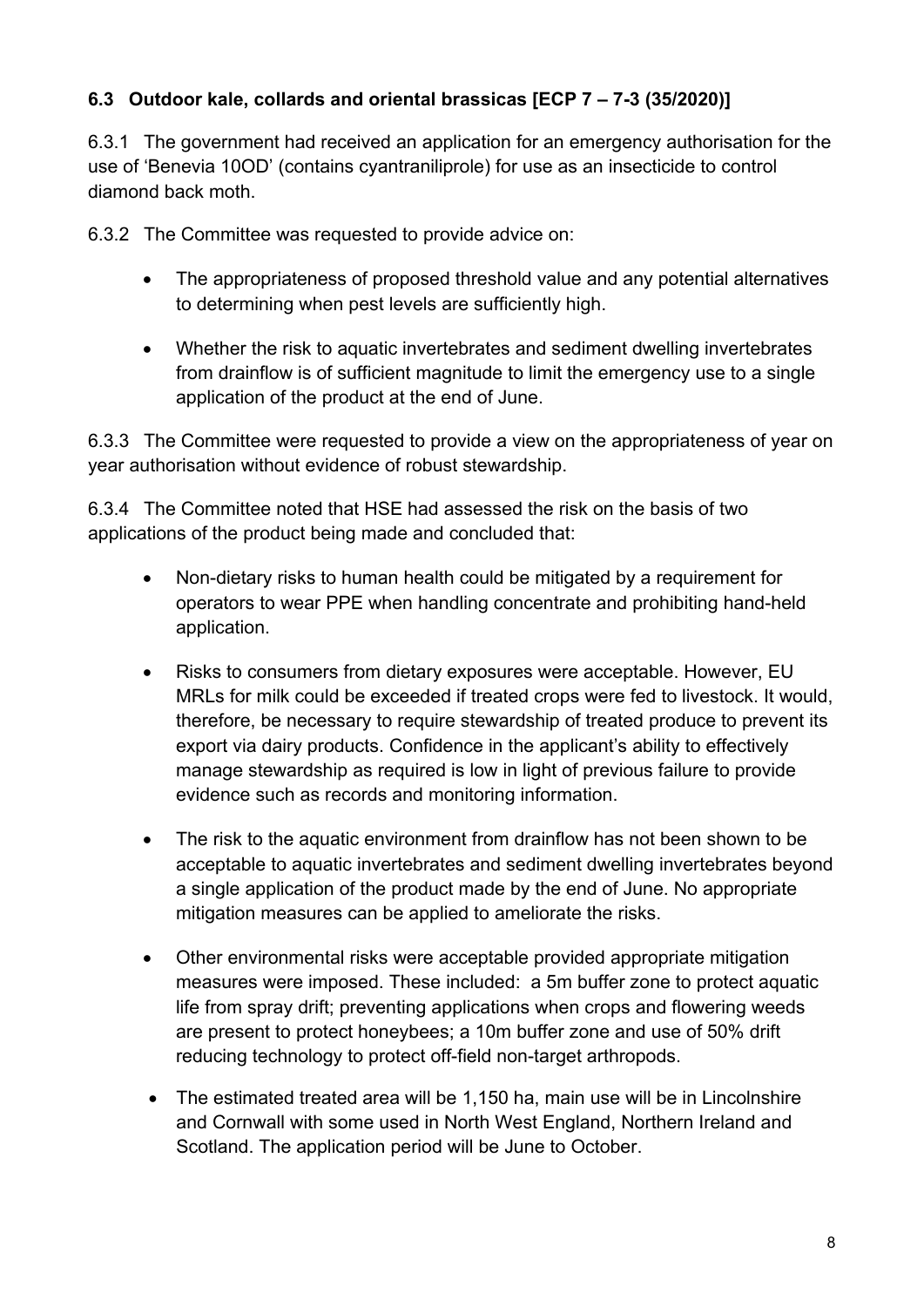### 6.3 Outdoor kale, collards and oriental brassicas [ECP 7 – 7-3 (35/2020)]

6.3.1 The government had received an application for an emergency authorisation for the use of 'Benevia 10OD' (contains cyantraniliprole) for use as an insecticide to control diamond back moth.

6.3.2 The Committee was requested to provide advice on:

- The appropriateness of proposed threshold value and any potential alternatives to determining when pest levels are sufficiently high.
- Whether the risk to aquatic invertebrates and sediment dwelling invertebrates from drainflow is of sufficient magnitude to limit the emergency use to a single application of the product at the end of June.

6.3.3 The Committee were requested to provide a view on the appropriateness of year on year authorisation without evidence of robust stewardship.

6.3.4 The Committee noted that HSE had assessed the risk on the basis of two applications of the product being made and concluded that:

- Non-dietary risks to human health could be mitigated by a requirement for operators to wear PPE when handling concentrate and prohibiting hand-held application.
- Risks to consumers from dietary exposures were acceptable. However, EU MRLs for milk could be exceeded if treated crops were fed to livestock. It would, therefore, be necessary to require stewardship of treated produce to prevent its export via dairy products. Confidence in the applicant's ability to effectively manage stewardship as required is low in light of previous failure to provide evidence such as records and monitoring information.
- The risk to the aquatic environment from drainflow has not been shown to be acceptable to aquatic invertebrates and sediment dwelling invertebrates beyond a single application of the product made by the end of June. No appropriate mitigation measures can be applied to ameliorate the risks.
- Other environmental risks were acceptable provided appropriate mitigation measures were imposed. These included: a 5m buffer zone to protect aquatic life from spray drift; preventing applications when crops and flowering weeds are present to protect honeybees; a 10m buffer zone and use of 50% drift reducing technology to protect off-field non-target arthropods.
- The estimated treated area will be 1,150 ha, main use will be in Lincolnshire and Cornwall with some used in North West England, Northern Ireland and Scotland. The application period will be June to October.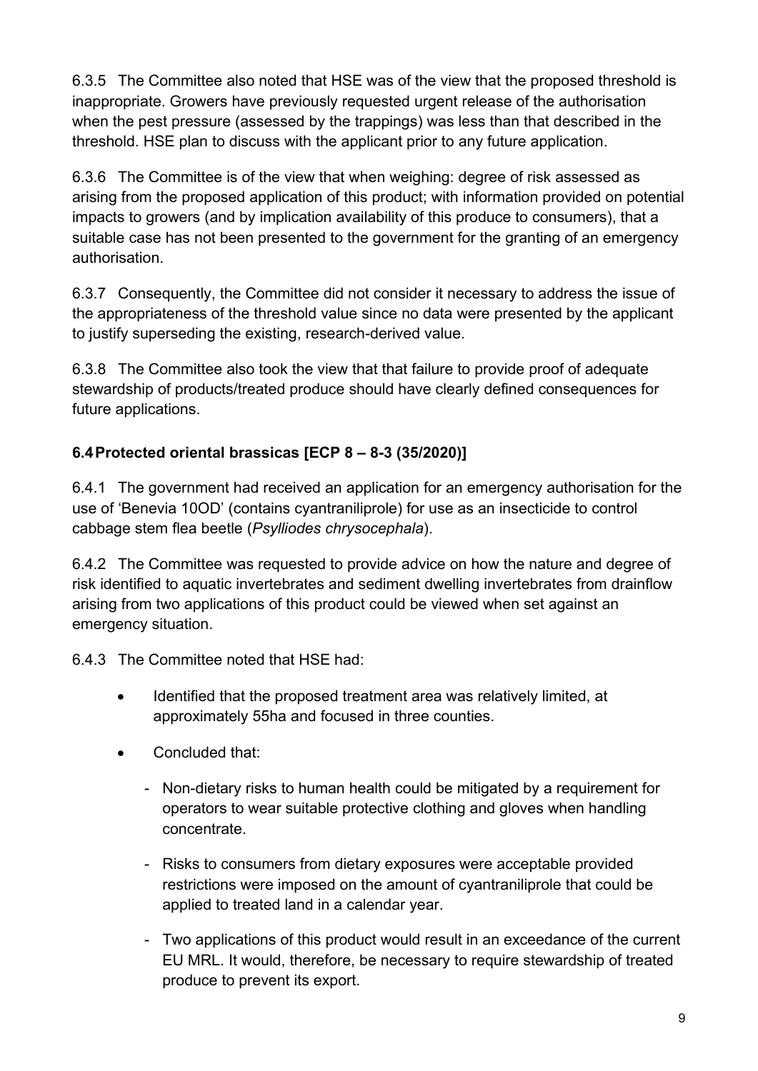6.3.5 The Committee also noted that HSE was of the view that the proposed threshold is inappropriate. Growers have previously requested urgent release of the authorisation when the pest pressure (assessed by the trappings) was less than that described in the threshold. HSE plan to discuss with the applicant prior to any future application.

6.3.6 The Committee is of the view that when weighing: degree of risk assessed as arising from the proposed application of this product; with information provided on potential impacts to growers (and by implication availability of this produce to consumers), that a suitable case has not been presented to the government for the granting of an emergency authorisation.

6.3.7 Consequently, the Committee did not consider it necessary to address the issue of the appropriateness of the threshold value since no data were presented by the applicant to justify superseding the existing, research-derived value.

6.3.8 The Committee also took the view that that failure to provide proof of adequate stewardship of products/treated produce should have clearly defined consequences for future applications.

### 6.4 Protected oriental brassicas [ECP 8 – 8-3 (35/2020)]

6.4.1 The government had received an application for an emergency authorisation for the use of 'Benevia 10OD' (contains cyantraniliprole) for use as an insecticide to control cabbage stem flea beetle (*Psylliodes chrysocephala*).

6.4.2 The Committee was requested to provide advice on how the nature and degree of risk identified to aquatic invertebrates and sediment dwelling invertebrates from drainflow arising from two applications of this product could be viewed when set against an emergency situation.

6.4.3 The Committee noted that HSE had:

- Identified that the proposed treatment area was relatively limited, at approximately 55ha and focused in three counties.
- Concluded that:
  - Non-dietary risks to human health could be mitigated by a requirement for operators to wear suitable protective clothing and gloves when handling concentrate.
  - Risks to consumers from dietary exposures were acceptable provided restrictions were imposed on the amount of cyantraniliprole that could be applied to treated land in a calendar year.
  - Two applications of this product would result in an exceedance of the current EU MRL. It would, therefore, be necessary to require stewardship of treated produce to prevent its export.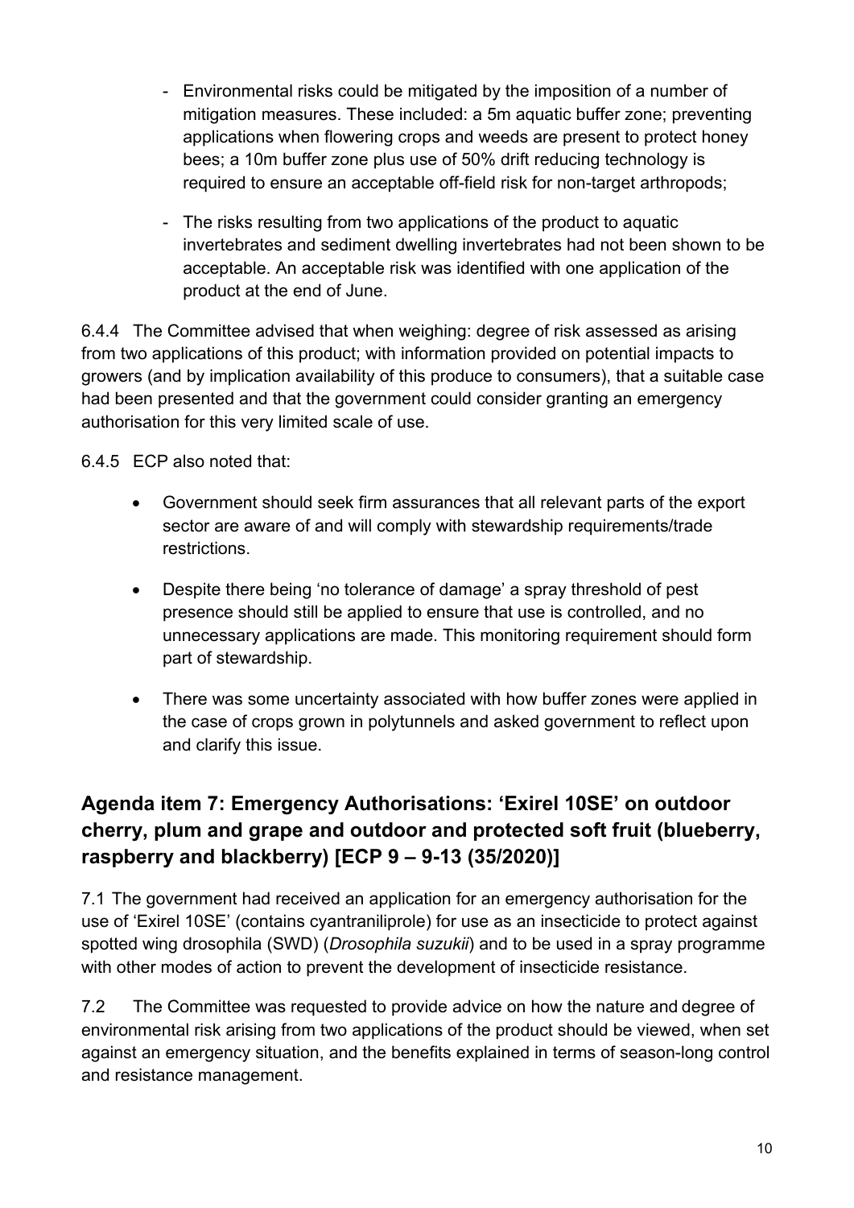- Environmental risks could be mitigated by the imposition of a number of mitigation measures. These included: a 5m aquatic buffer zone; preventing applications when flowering crops and weeds are present to protect honey bees; a 10m buffer zone plus use of 50% drift reducing technology is required to ensure an acceptable off-field risk for non-target arthropods;
- The risks resulting from two applications of the product to aquatic invertebrates and sediment dwelling invertebrates had not been shown to be acceptable. An acceptable risk was identified with one application of the product at the end of June.

6.4.4 The Committee advised that when weighing: degree of risk assessed as arising from two applications of this product; with information provided on potential impacts to growers (and by implication availability of this produce to consumers), that a suitable case had been presented and that the government could consider granting an emergency authorisation for this very limited scale of use.

6.4.5 ECP also noted that:

- Government should seek firm assurances that all relevant parts of the export sector are aware of and will comply with stewardship requirements/trade restrictions.
- Despite there being 'no tolerance of damage' a spray threshold of pest presence should still be applied to ensure that use is controlled, and no unnecessary applications are made. This monitoring requirement should form part of stewardship.
- There was some uncertainty associated with how buffer zones were applied in the case of crops grown in polytunnels and asked government to reflect upon and clarify this issue.

## Agenda item 7: Emergency Authorisations: 'Exirel 10SE' on outdoor cherry, plum and grape and outdoor and protected soft fruit (blueberry, raspberry and blackberry) [ECP 9 – 9-13 (35/2020)]

7.1 The government had received an application for an emergency authorisation for the use of 'Exirel 10SE' (contains cyantraniliprole) for use as an insecticide to protect against spotted wing drosophila (SWD) (*Drosophila suzukii*) and to be used in a spray programme with other modes of action to prevent the development of insecticide resistance.

7.2 The Committee was requested to provide advice on how the nature and degree of environmental risk arising from two applications of the product should be viewed, when set against an emergency situation, and the benefits explained in terms of season-long control and resistance management.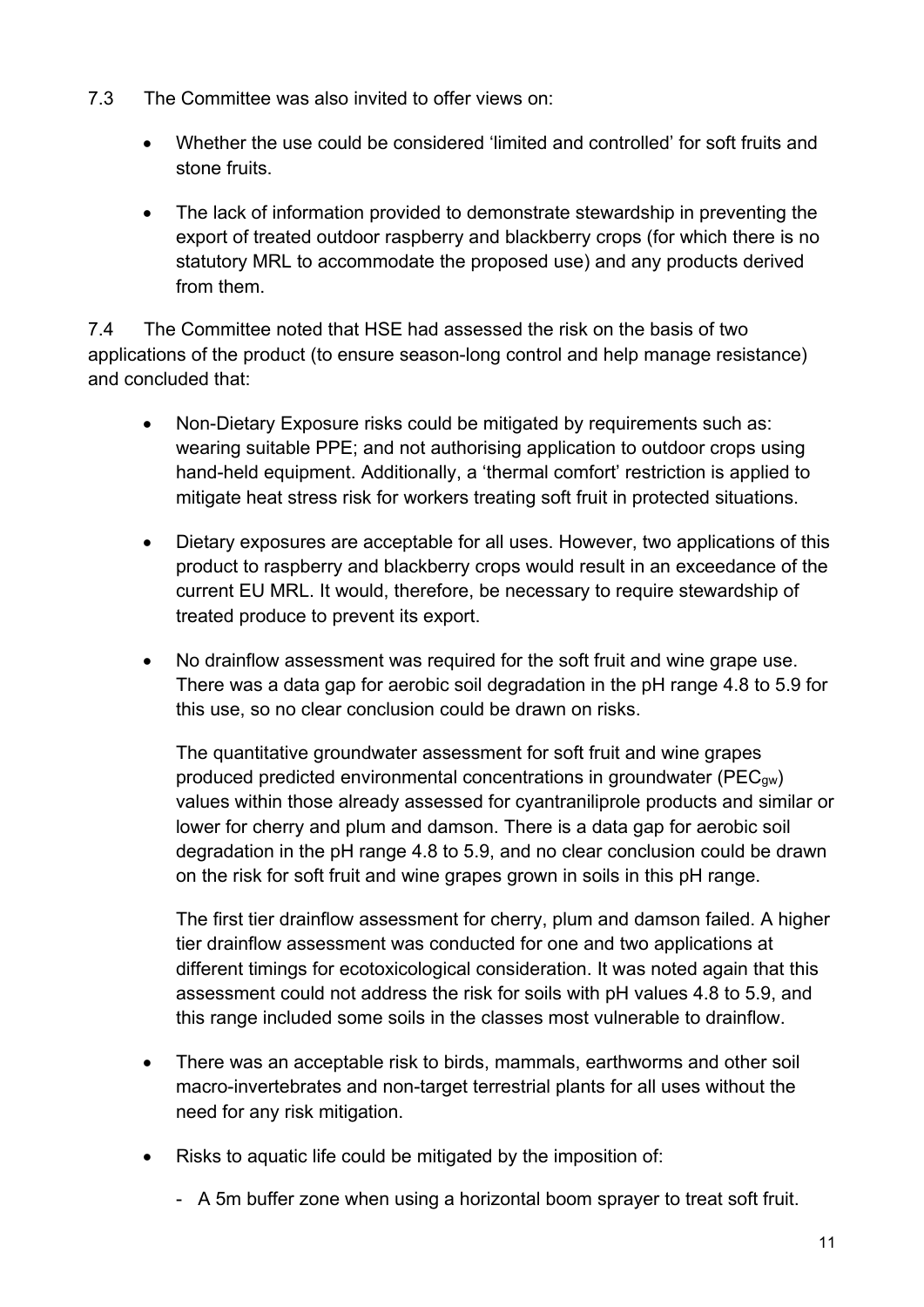7.3 The Committee was also invited to offer views on:

- Whether the use could be considered 'limited and controlled' for soft fruits and stone fruits.
- The lack of information provided to demonstrate stewardship in preventing the export of treated outdoor raspberry and blackberry crops (for which there is no statutory MRL to accommodate the proposed use) and any products derived from them.

7.4 The Committee noted that HSE had assessed the risk on the basis of two applications of the product (to ensure season-long control and help manage resistance) and concluded that:

- Non-Dietary Exposure risks could be mitigated by requirements such as: wearing suitable PPE; and not authorising application to outdoor crops using hand-held equipment. Additionally, a 'thermal comfort' restriction is applied to mitigate heat stress risk for workers treating soft fruit in protected situations.
- Dietary exposures are acceptable for all uses. However, two applications of this product to raspberry and blackberry crops would result in an exceedance of the current EU MRL. It would, therefore, be necessary to require stewardship of treated produce to prevent its export.
- No drainflow assessment was required for the soft fruit and wine grape use. There was a data gap for aerobic soil degradation in the pH range 4.8 to 5.9 for this use, so no clear conclusion could be drawn on risks.

  The quantitative groundwater assessment for soft fruit and wine grapes produced predicted environmental concentrations in groundwater ($PEC_{gw}$) values within those already assessed for cyantraniliprole products and similar or lower for cherry and plum and damson. There is a data gap for aerobic soil degradation in the pH range 4.8 to 5.9, and no clear conclusion could be drawn on the risk for soft fruit and wine grapes grown in soils in this pH range.

  The first tier drainflow assessment for cherry, plum and damson failed. A higher tier drainflow assessment was conducted for one and two applications at different timings for ecotoxicological consideration. It was noted again that this assessment could not address the risk for soils with pH values 4.8 to 5.9, and this range included some soils in the classes most vulnerable to drainflow.
- There was an acceptable risk to birds, mammals, earthworms and other soil macro-invertebrates and non-target terrestrial plants for all uses without the need for any risk mitigation.
- Risks to aquatic life could be mitigated by the imposition of:
  - A 5m buffer zone when using a horizontal boom sprayer to treat soft fruit.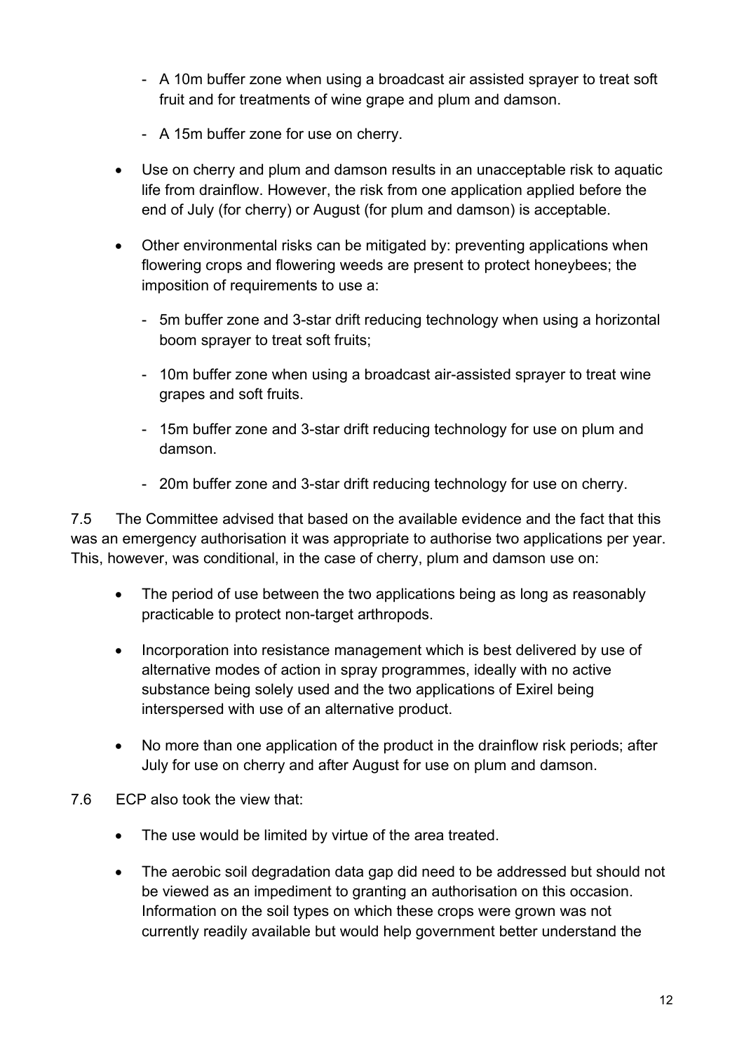- A 10m buffer zone when using a broadcast air assisted sprayer to treat soft fruit and for treatments of wine grape and plum and damson.

  - A 15m buffer zone for use on cherry.

- Use on cherry and plum and damson results in an unacceptable risk to aquatic life from drainflow. However, the risk from one application applied before the end of July (for cherry) or August (for plum and damson) is acceptable.

- Other environmental risks can be mitigated by: preventing applications when flowering crops and flowering weeds are present to protect honeybees; the imposition of requirements to use a:

  - 5m buffer zone and 3-star drift reducing technology when using a horizontal boom sprayer to treat soft fruits;

  - 10m buffer zone when using a broadcast air-assisted sprayer to treat wine grapes and soft fruits.

  - 15m buffer zone and 3-star drift reducing technology for use on plum and damson.

  - 20m buffer zone and 3-star drift reducing technology for use on cherry.

7.5 The Committee advised that based on the available evidence and the fact that this was an emergency authorisation it was appropriate to authorise two applications per year. This, however, was conditional, in the case of cherry, plum and damson use on:

- The period of use between the two applications being as long as reasonably practicable to protect non-target arthropods.

- Incorporation into resistance management which is best delivered by use of alternative modes of action in spray programmes, ideally with no active substance being solely used and the two applications of Exirel being interspersed with use of an alternative product.

- No more than one application of the product in the drainflow risk periods; after July for use on cherry and after August for use on plum and damson.

7.6 ECP also took the view that:

- The use would be limited by virtue of the area treated.

- The aerobic soil degradation data gap did need to be addressed but should not be viewed as an impediment to granting an authorisation on this occasion. Information on the soil types on which these crops were grown was not currently readily available but would help government better understand the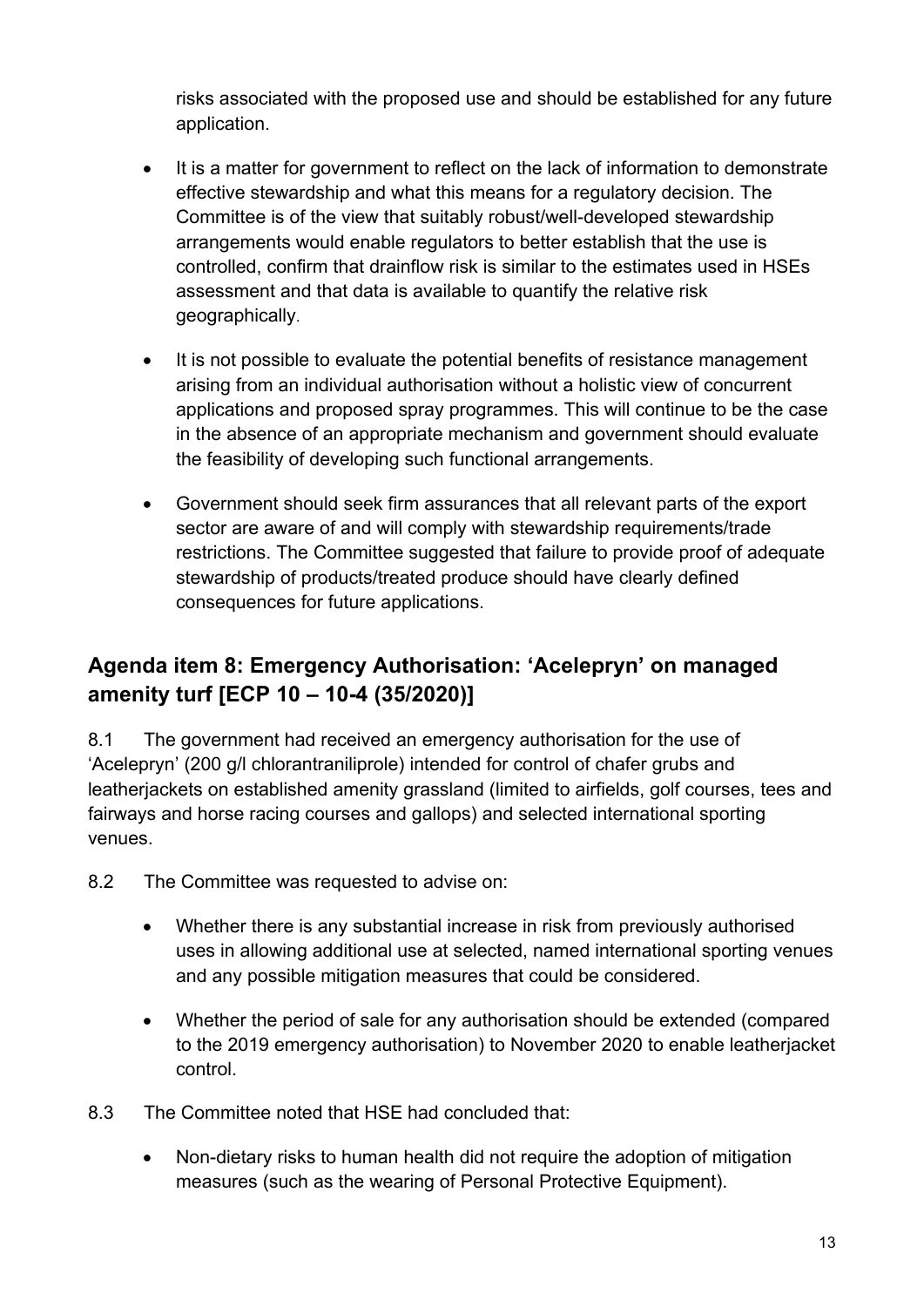risks associated with the proposed use and should be established for any future application.

- It is a matter for government to reflect on the lack of information to demonstrate effective stewardship and what this means for a regulatory decision. The Committee is of the view that suitably robust/well-developed stewardship arrangements would enable regulators to better establish that the use is controlled, confirm that drainflow risk is similar to the estimates used in HSEs assessment and that data is available to quantify the relative risk geographically.

- It is not possible to evaluate the potential benefits of resistance management arising from an individual authorisation without a holistic view of concurrent applications and proposed spray programmes. This will continue to be the case in the absence of an appropriate mechanism and government should evaluate the feasibility of developing such functional arrangements.

- Government should seek firm assurances that all relevant parts of the export sector are aware of and will comply with stewardship requirements/trade restrictions. The Committee suggested that failure to provide proof of adequate stewardship of products/treated produce should have clearly defined consequences for future applications.

## Agenda item 8: Emergency Authorisation: 'Acelepryn' on managed amenity turf [ECP 10 – 10-4 (35/2020)]

8.1 The government had received an emergency authorisation for the use of 'Acelepryn' (200 g/l chlorantraniliprole) intended for control of chafer grubs and leatherjackets on established amenity grassland (limited to airfields, golf courses, tees and fairways and horse racing courses and gallops) and selected international sporting venues.

8.2 The Committee was requested to advise on:

- Whether there is any substantial increase in risk from previously authorised uses in allowing additional use at selected, named international sporting venues and any possible mitigation measures that could be considered.

- Whether the period of sale for any authorisation should be extended (compared to the 2019 emergency authorisation) to November 2020 to enable leatherjacket control.

8.3 The Committee noted that HSE had concluded that:

- Non-dietary risks to human health did not require the adoption of mitigation measures (such as the wearing of Personal Protective Equipment).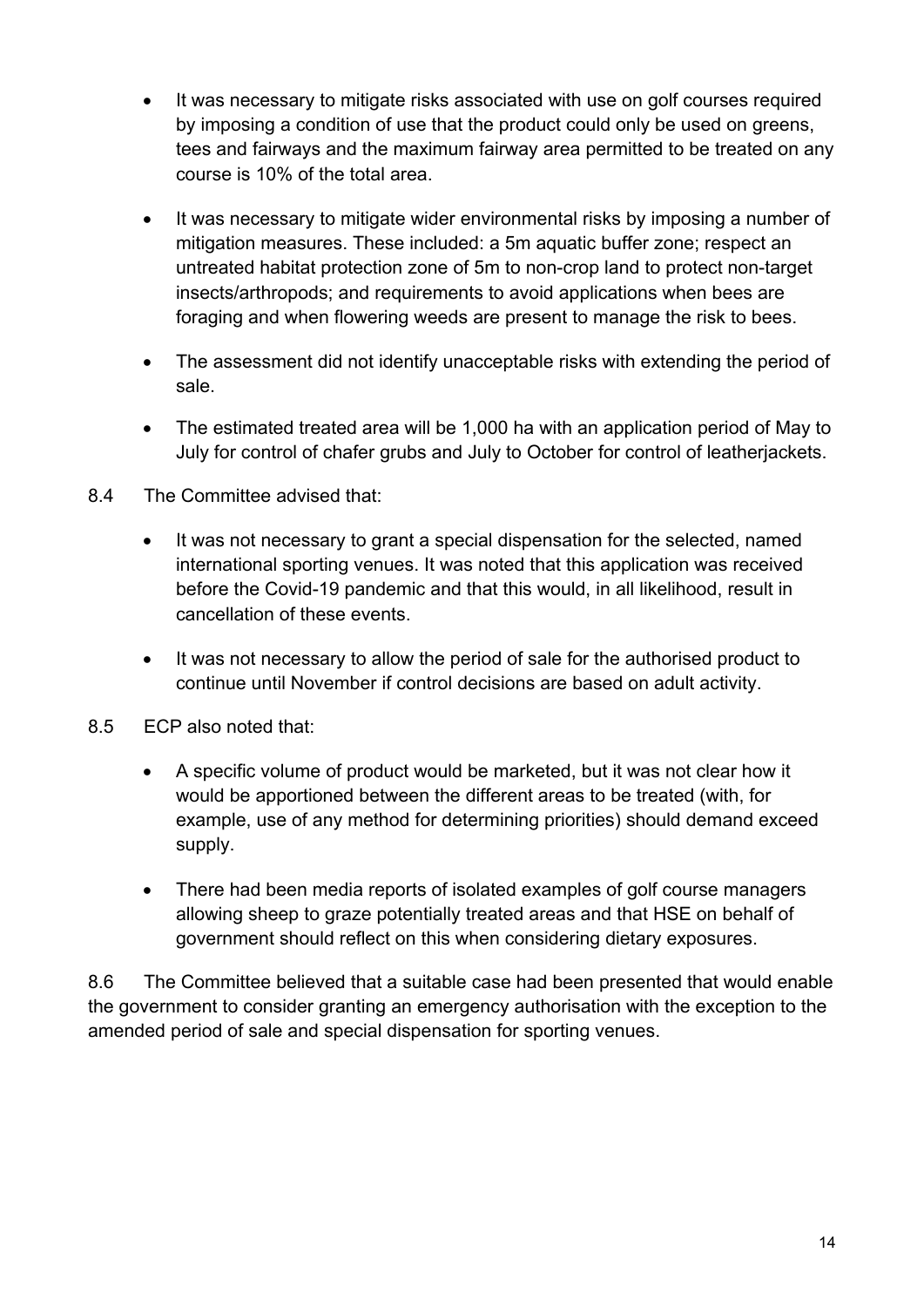- It was necessary to mitigate risks associated with use on golf courses required by imposing a condition of use that the product could only be used on greens, tees and fairways and the maximum fairway area permitted to be treated on any course is 10% of the total area.
- It was necessary to mitigate wider environmental risks by imposing a number of mitigation measures. These included: a 5m aquatic buffer zone; respect an untreated habitat protection zone of 5m to non-crop land to protect non-target insects/arthropods; and requirements to avoid applications when bees are foraging and when flowering weeds are present to manage the risk to bees.
- The assessment did not identify unacceptable risks with extending the period of sale.
- The estimated treated area will be 1,000 ha with an application period of May to July for control of chafer grubs and July to October for control of leatherjackets.

8.4 The Committee advised that:

- It was not necessary to grant a special dispensation for the selected, named international sporting venues. It was noted that this application was received before the Covid-19 pandemic and that this would, in all likelihood, result in cancellation of these events.
- It was not necessary to allow the period of sale for the authorised product to continue until November if control decisions are based on adult activity.

8.5 ECP also noted that:

- A specific volume of product would be marketed, but it was not clear how it would be apportioned between the different areas to be treated (with, for example, use of any method for determining priorities) should demand exceed supply.
- There had been media reports of isolated examples of golf course managers allowing sheep to graze potentially treated areas and that HSE on behalf of government should reflect on this when considering dietary exposures.

8.6 The Committee believed that a suitable case had been presented that would enable the government to consider granting an emergency authorisation with the exception to the amended period of sale and special dispensation for sporting venues.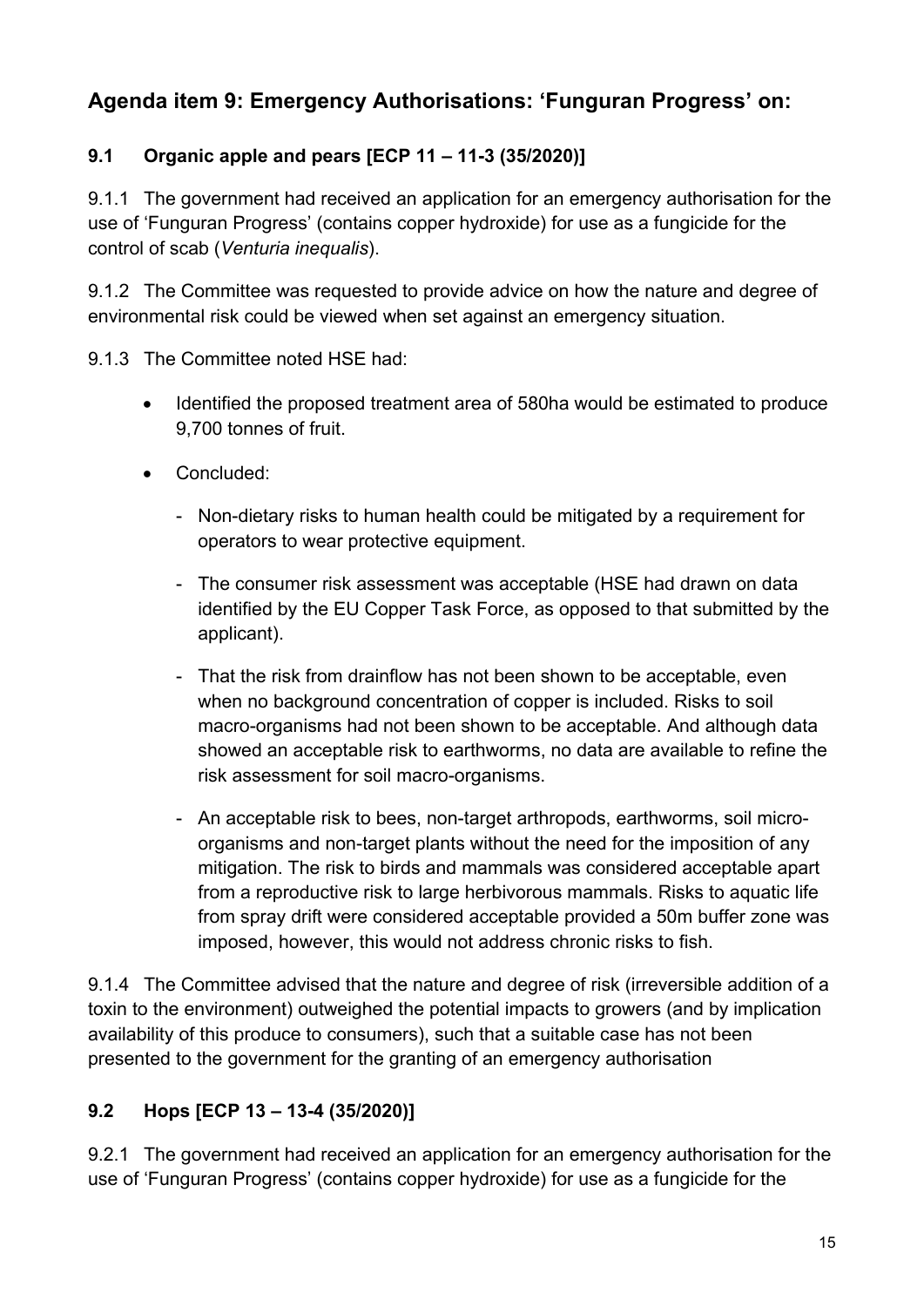## Agenda item 9: Emergency Authorisations: 'Funguran Progress' on:

### 9.1 Organic apple and pears [ECP 11 – 11-3 (35/2020)]

9.1.1 The government had received an application for an emergency authorisation for the use of 'Funguran Progress' (contains copper hydroxide) for use as a fungicide for the control of scab (*Venturia inequalis*).

9.1.2 The Committee was requested to provide advice on how the nature and degree of environmental risk could be viewed when set against an emergency situation.

9.1.3 The Committee noted HSE had:

- Identified the proposed treatment area of 580ha would be estimated to produce 9,700 tonnes of fruit.
- Concluded:
    - Non-dietary risks to human health could be mitigated by a requirement for operators to wear protective equipment.
    - The consumer risk assessment was acceptable (HSE had drawn on data identified by the EU Copper Task Force, as opposed to that submitted by the applicant).
    - That the risk from drainflow has not been shown to be acceptable, even when no background concentration of copper is included. Risks to soil macro-organisms had not been shown to be acceptable. And although data showed an acceptable risk to earthworms, no data are available to refine the risk assessment for soil macro-organisms.
    - An acceptable risk to bees, non-target arthropods, earthworms, soil micro-organisms and non-target plants without the need for the imposition of any mitigation. The risk to birds and mammals was considered acceptable apart from a reproductive risk to large herbivorous mammals. Risks to aquatic life from spray drift were considered acceptable provided a 50m buffer zone was imposed, however, this would not address chronic risks to fish.

9.1.4 The Committee advised that the nature and degree of risk (irreversible addition of a toxin to the environment) outweighed the potential impacts to growers (and by implication availability of this produce to consumers), such that a suitable case has not been presented to the government for the granting of an emergency authorisation

### 9.2 Hops [ECP 13 – 13-4 (35/2020)]

9.2.1 The government had received an application for an emergency authorisation for the use of 'Funguran Progress' (contains copper hydroxide) for use as a fungicide for the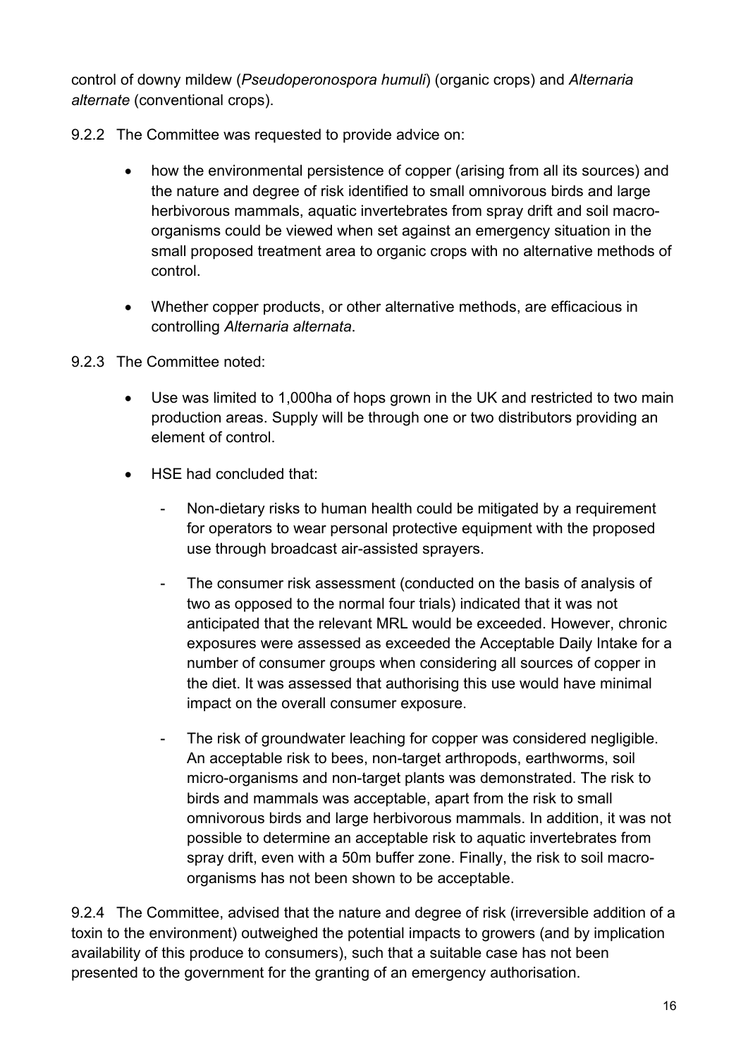control of downy mildew (*Pseudoperonospora humuli*) (organic crops) and *Alternaria alternate* (conventional crops).

9.2.2 The Committee was requested to provide advice on:

- how the environmental persistence of copper (arising from all its sources) and the nature and degree of risk identified to small omnivorous birds and large herbivorous mammals, aquatic invertebrates from spray drift and soil macro-organisms could be viewed when set against an emergency situation in the small proposed treatment area to organic crops with no alternative methods of control.
- Whether copper products, or other alternative methods, are efficacious in controlling *Alternaria alternata*.

9.2.3 The Committee noted:

- Use was limited to 1,000ha of hops grown in the UK and restricted to two main production areas. Supply will be through one or two distributors providing an element of control.
- HSE had concluded that:
  - Non-dietary risks to human health could be mitigated by a requirement for operators to wear personal protective equipment with the proposed use through broadcast air-assisted sprayers.
  - The consumer risk assessment (conducted on the basis of analysis of two as opposed to the normal four trials) indicated that it was not anticipated that the relevant MRL would be exceeded. However, chronic exposures were assessed as exceeded the Acceptable Daily Intake for a number of consumer groups when considering all sources of copper in the diet. It was assessed that authorising this use would have minimal impact on the overall consumer exposure.
  - The risk of groundwater leaching for copper was considered negligible. An acceptable risk to bees, non-target arthropods, earthworms, soil micro-organisms and non-target plants was demonstrated. The risk to birds and mammals was acceptable, apart from the risk to small omnivorous birds and large herbivorous mammals. In addition, it was not possible to determine an acceptable risk to aquatic invertebrates from spray drift, even with a 50m buffer zone. Finally, the risk to soil macro-organisms has not been shown to be acceptable.

9.2.4 The Committee, advised that the nature and degree of risk (irreversible addition of a toxin to the environment) outweighed the potential impacts to growers (and by implication availability of this produce to consumers), such that a suitable case has not been presented to the government for the granting of an emergency authorisation.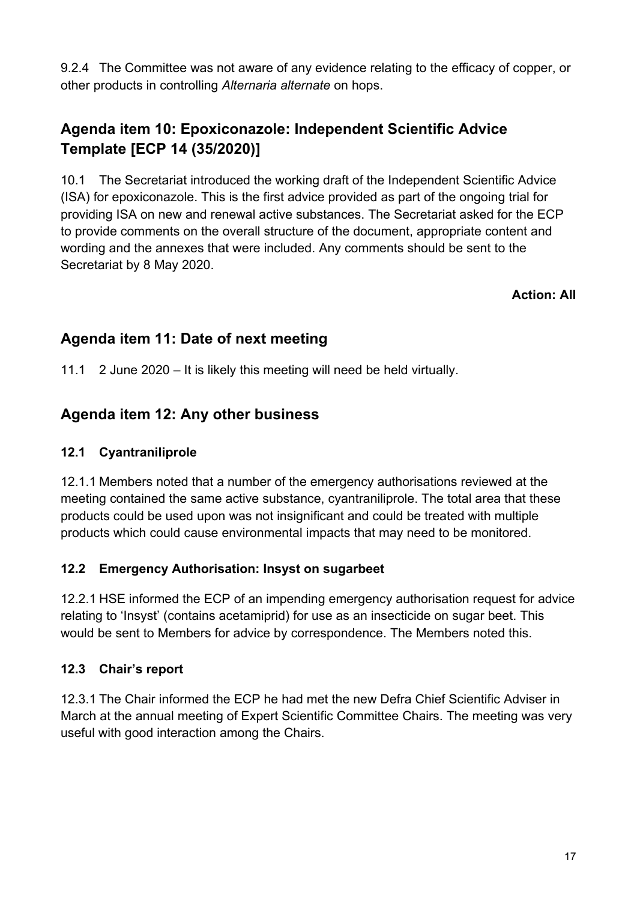9.2.4 The Committee was not aware of any evidence relating to the efficacy of copper, or other products in controlling *Alternaria alternate* on hops.

## Agenda item 10: Epoxiconazole: Independent Scientific Advice Template [ECP 14 (35/2020)]

10.1 The Secretariat introduced the working draft of the Independent Scientific Advice (ISA) for epoxiconazole. This is the first advice provided as part of the ongoing trial for providing ISA on new and renewal active substances. The Secretariat asked for the ECP to provide comments on the overall structure of the document, appropriate content and wording and the annexes that were included. Any comments should be sent to the Secretariat by 8 May 2020.

**Action: All**

## Agenda item 11: Date of next meeting

11.1 2 June 2020 – It is likely this meeting will need be held virtually.

## Agenda item 12: Any other business

### 12.1 Cyantraniliprole

12.1.1 Members noted that a number of the emergency authorisations reviewed at the meeting contained the same active substance, cyantraniliprole. The total area that these products could be used upon was not insignificant and could be treated with multiple products which could cause environmental impacts that may need to be monitored.

### 12.2 Emergency Authorisation: Insyst on sugarbeet

12.2.1 HSE informed the ECP of an impending emergency authorisation request for advice relating to 'Insyst' (contains acetamiprid) for use as an insecticide on sugar beet. This would be sent to Members for advice by correspondence. The Members noted this.

### 12.3 Chair's report

12.3.1 The Chair informed the ECP he had met the new Defra Chief Scientific Adviser in March at the annual meeting of Expert Scientific Committee Chairs. The meeting was very useful with good interaction among the Chairs.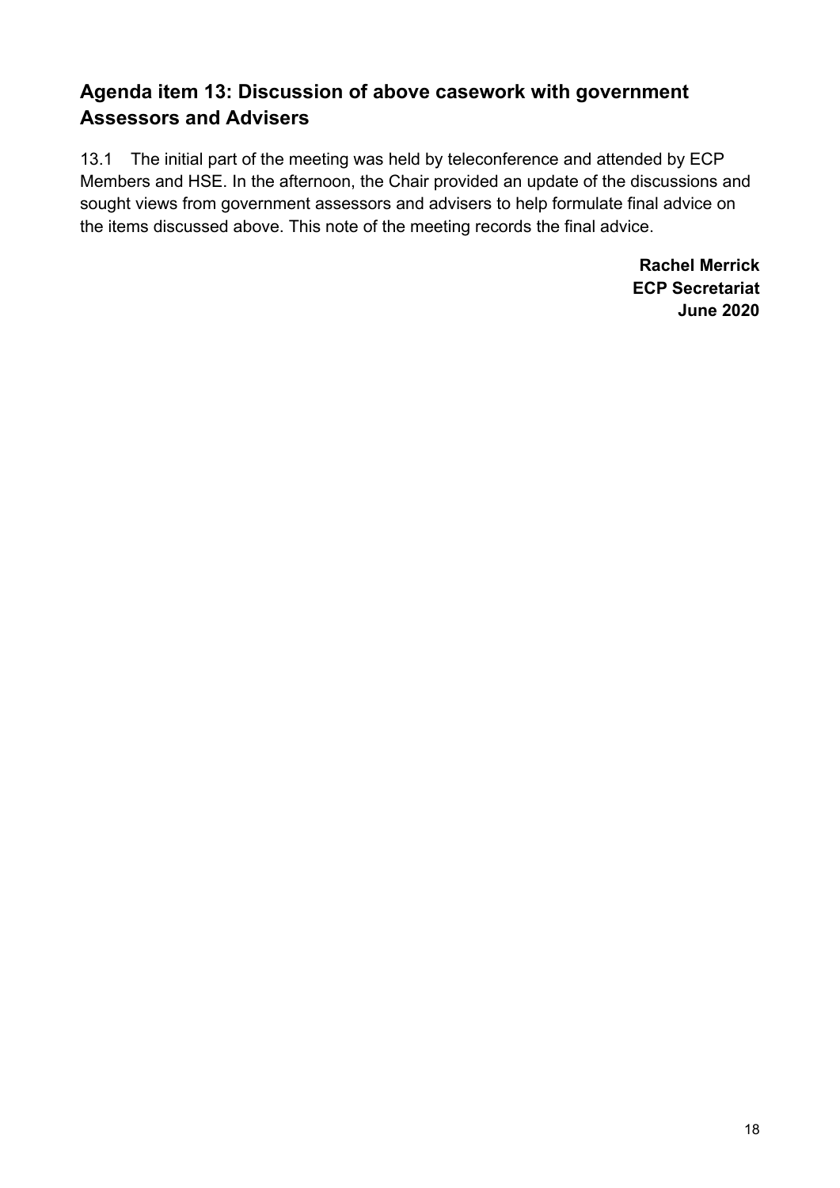## Agenda item 13: Discussion of above casework with government Assessors and Advisers

13.1 The initial part of the meeting was held by teleconference and attended by ECP Members and HSE. In the afternoon, the Chair provided an update of the discussions and sought views from government assessors and advisers to help formulate final advice on the items discussed above. This note of the meeting records the final advice.

**Rachel Merrick**
**ECP Secretariat**
**June 2020**